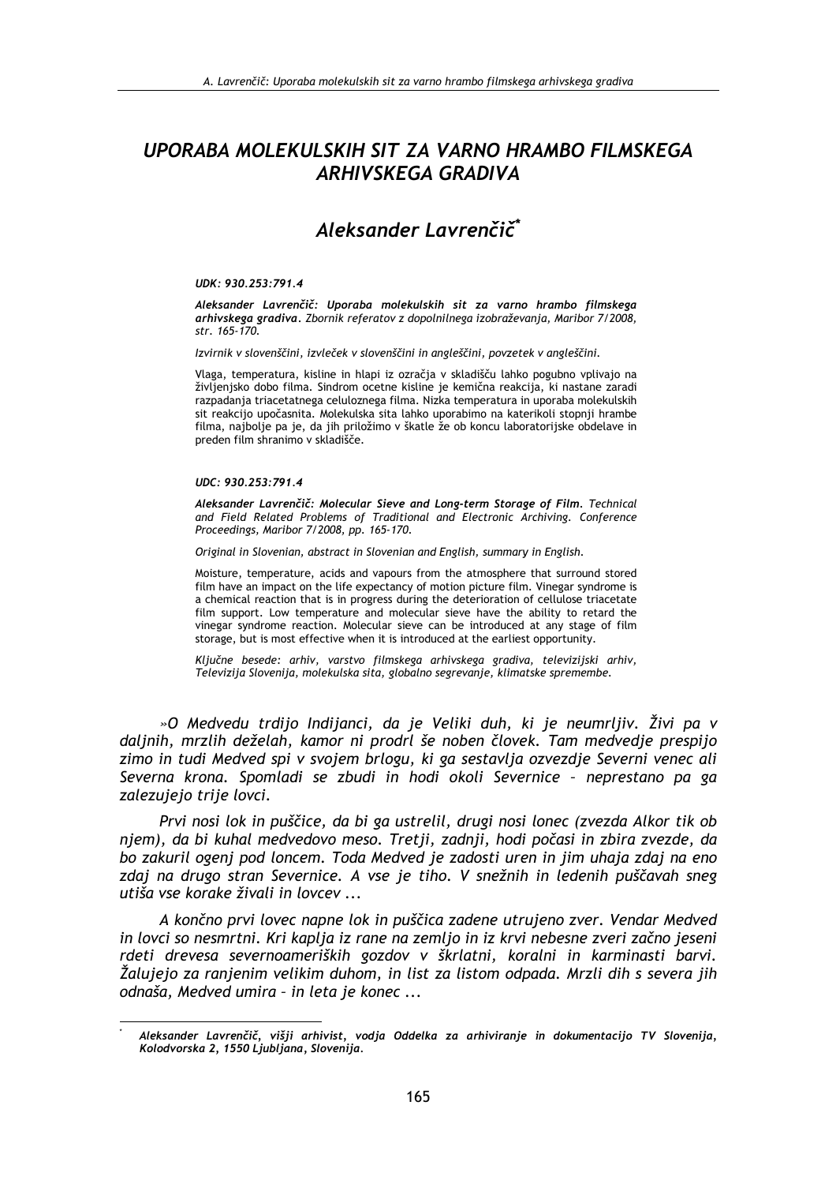# UPORABA MOLEKULSKIH SIT ZA VARNO HRAMBO FILMSKEGA ARHIVSKEGA GRADIVA

## Aleksander Lavrenčič*

***UDK: 930.253:791.4***

***Aleksander Lavrenčič: Uporaba molekulskih sit za varno hrambo filmskega arhivskega gradiva.*** *Zbornik referatov z dopolnilnega izobraževanja, Maribor 7/2008, str. 165-170.*

*Izvirnik v slovenščini, izvleček v slovenščini in angleščini, povzetek v angleščini.*

Vlaga, temperatura, kisline in hlapi iz ozračja v skladišču lahko pogubno vplivajo na življenjsko dobo filma. Sindrom ocetne kisline je kemična reakcija, ki nastane zaradi razpadanja triacetatnega celuloznega filma. Nizka temperatura in uporaba molekulskih sit reakcijo upočasnita. Molekulska sita lahko uporabimo na katerikoli stopnji hrambe filma, najbolje pa je, da jih priložimo v škatle že ob koncu laboratorijske obdelave in preden film shranimo v skladišče.

***UDC: 930.253:791.4***

***Aleksander Lavrenčič: Molecular Sieve and Long-term Storage of Film.*** *Technical and Field Related Problems of Traditional and Electronic Archiving. Conference Proceedings, Maribor 7/2008, pp. 165-170.*

*Original in Slovenian, abstract in Slovenian and English, summary in English.*

Moisture, temperature, acids and vapours from the atmosphere that surround stored film have an impact on the life expectancy of motion picture film. Vinegar syndrome is a chemical reaction that is in progress during the deterioration of cellulose triacetate film support. Low temperature and molecular sieve have the ability to retard the vinegar syndrome reaction. Molecular sieve can be introduced at any stage of film storage, but is most effective when it is introduced at the earliest opportunity.

*Ključne besede: arhiv, varstvo filmskega arhivskega gradiva, televizijski arhiv, Televizija Slovenija, molekulska sita, globalno segrevanje, klimatske spremembe.*

*»O Medvedu trdijo Indijanci, da je Veliki duh, ki je neumrljiv. Živi pa v daljnih, mrzlih deželah, kamor ni prodrl še noben človek. Tam medvedje prespijo zimo in tudi Medved spi v svojem brlogu, ki ga sestavlja ozvezdje Severni venec ali Severna krona. Spomladi se zbudi in hodi okoli Severnice – neprestano pa ga zalezujejo trije lovci.*

*Prvi nosi lok in puščice, da bi ga ustrelil, drugi nosi lonec (zvezda Alkor tik ob njem), da bi kuhal medvedovo meso. Tretji, zadnji, hodi počasi in zbira zvezde, da bo zakuril ogenj pod loncem. Toda Medved je zadosti uren in jim uhaja zdaj na eno zdaj na drugo stran Severnice. A vse je tiho. V snežnih in ledenih puščavah sneg utiša vse korake živali in lovcev ...*

*A končno prvi lovec napne lok in puščica zadene utrujeno zver. Vendar Medved in lovci so nesmrtni. Kri kaplja iz rane na zemljo in iz krvi nebesne zveri začno jeseni rdeti drevesa severnoameriških gozdov v škrlatni, koralni in karminasti barvi. Žalujejo za ranjenim velikim duhom, in list za listom odpada. Mrzli dih s severa jih odnaša, Medved umira – in leta je konec ...*

---

\* ***Aleksander Lavrenčič, višji arhivist, vodja Oddelka za arhiviranje in dokumentacijo TV Slovenija, Kolodvorska 2, 1550 Ljubljana, Slovenija.***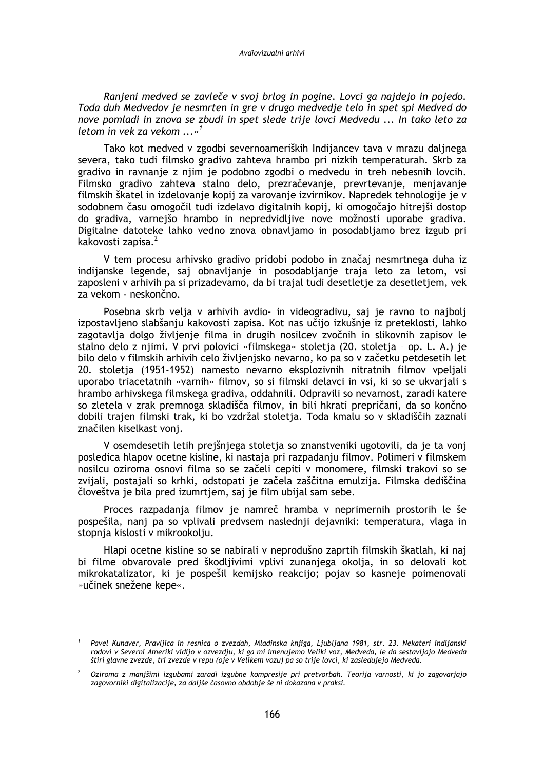*Ranjeni medved se zavleče v svoj brlog in pogine. Lovci ga najdejo in pojedo. Toda duh Medvedov je nesmrten in gre v drugo medvedje telo in spet spi Medved do nove pomladi in znova se zbudi in spet slede trije lovci Medvedu ... In tako leto za letom in vek za vekom ...«*[1]

Tako kot medved v zgodbi severnoameriških Indijancev tava v mrazu daljnega severa, tako tudi filmsko gradivo zahteva hrambo pri nizkih temperaturah. Skrb za gradivo in ravnanje z njim je podobno zgodbi o medvedu in treh nebesnih lovcih. Filmsko gradivo zahteva stalno delo, prezračevanje, prevrtevanje, menjavanje filmskih škatel in izdelovanje kopij za varovanje izvirnikov. Napredek tehnologije je v sodobnem času omogočil tudi izdelavo digitalnih kopij, ki omogočajo hitrejši dostop do gradiva, varnejšo hrambo in nepredvidljive nove možnosti uporabe gradiva. Digitalne datoteke lahko vedno znova obnavljamo in posodabljamo brez izgub pri kakovosti zapisa.[2]

V tem procesu arhivsko gradivo pridobi podobo in značaj nesmrtnega duha iz indijanske legende, saj obnavljanje in posodabljanje traja leto za letom, vsi zaposleni v arhivih pa si prizadevamo, da bi trajal tudi desetletje za desetletjem, vek za vekom - neskončno.

Posebna skrb velja v arhivih avdio- in videogradivu, saj je ravno to najbolj izpostavljeno slabšanju kakovosti zapisa. Kot nas učijo izkušnje iz preteklosti, lahko zagotavlja dolgo življenje filma in drugih nosilcev zvočnih in slikovnih zapisov le stalno delo z njimi. V prvi polovici »filmskega« stoletja (20. stoletja – op. L. A.) je bilo delo v filmskih arhivih celo življenjsko nevarno, ko pa so v začetku petdesetih let 20. stoletja (1951-1952) namesto nevarno eksplozivnih nitratnih filmov vpeljali uporabo triacetatnih »varnih« filmov, so si filmski delavci in vsi, ki so se ukvarjali s hrambo arhivskega filmskega gradiva, oddahnili. Odpravili so nevarnost, zaradi katere so zletela v zrak premnoga skladišča filmov, in bili hkrati prepričani, da so končno dobili trajen filmski trak, ki bo vzdržal stoletja. Toda kmalu so v skladiščih zaznali značilen kiselkast vonj.

V osemdesetih letih prejšnjega stoletja so znanstveniki ugotovili, da je ta vonj posledica hlapov ocetne kisline, ki nastaja pri razpadanju filmov. Polimeri v filmskem nosilcu oziroma osnovi filma so se začeli cepiti v monomere, filmski trakovi so se zvijali, postajali so krhki, odstopati je začela zaščitna emulzija. Filmska dediščina človeštva je bila pred izumrtjem, saj je film ubijal sam sebe.

Proces razpadanja filmov je namreč hramba v neprimernih prostorih le še pospešila, nanj pa so vplivali predvsem naslednji dejavniki: temperatura, vlaga in stopnja kislosti v mikrookolju.

Hlapi ocetne kisline so se nabirali v neprodušno zaprtih filmskih škatlah, ki naj bi filme obvarovale pred škodljivimi vplivi zunanjega okolja, in so delovali kot mikrokatalizator, ki je pospešil kemijsko reakcijo; pojav so kasneje poimenovali »učinek snežene kepe«.

---

[1] *Pavel Kunaver, Pravljica in resnica o zvezdah, Mladinska knjiga, Ljubljana 1981, str. 23. Nekateri indijanski rodovi v Severni Ameriki vidijo v ozvezdju, ki ga mi imenujemo Veliki voz, Medveda, le da sestavljajo Medveda štiri glavne zvezde, tri zvezde v repu (oje v Velikem vozu) pa so trije lovci, ki zasledujejo Medveda.*

[2] *Oziroma z manjšimi izgubami zaradi izgubne kompresije pri pretvorbah. Teorija varnosti, ki jo zagovarjajo zagovorniki digitalizacije, za daljše časovno obdobje še ni dokazana v praksi.*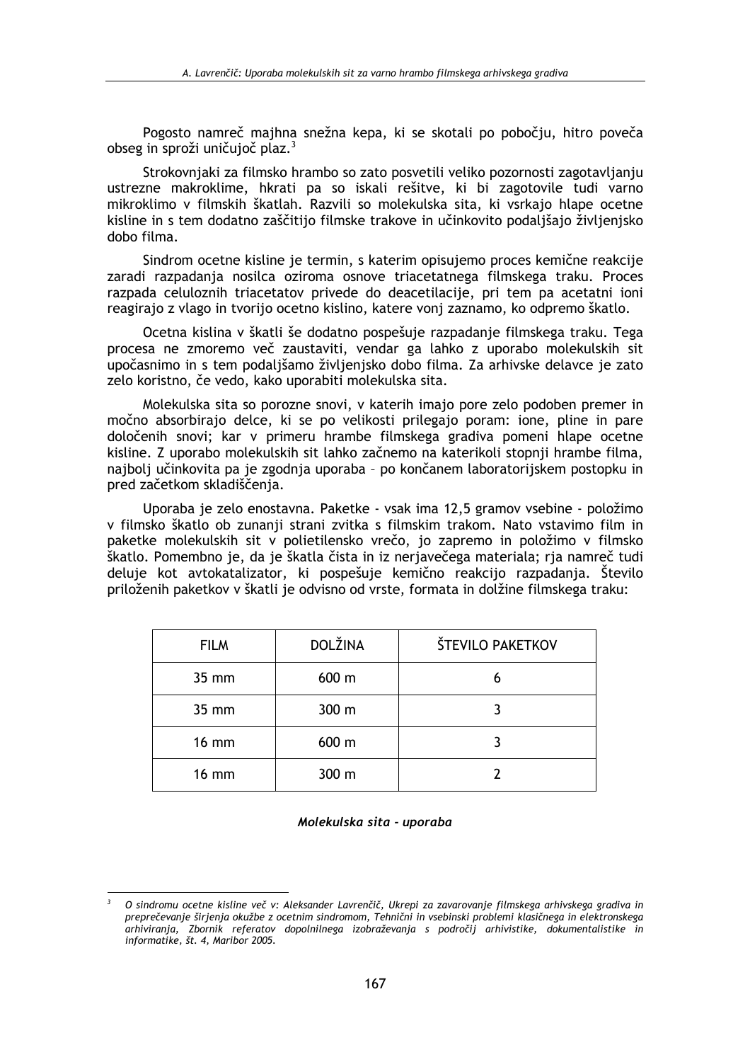Pogosto namreč majhna snežna kepa, ki se skotali po pobočju, hitro poveča obseg in sproži uničujoč plaz.[3]

Strokovnjaki za filmsko hrambo so zato posvetili veliko pozornosti zagotavljanju ustrezne makroklime, hkrati pa so iskali rešitve, ki bi zagotovile tudi varno mikroklimo v filmskih škatlah. Razvili so molekulska sita, ki vsrkajo hlape ocetne kisline in s tem dodatno zaščitijo filmske trakove in učinkovito podaljšajo življenjsko dobo filma.

Sindrom ocetne kisline je termin, s katerim opisujemo proces kemične reakcije zaradi razpadanja nosilca oziroma osnove triacetatnega filmskega traku. Proces razpada celuloznih triacetatov privede do deacetilacije, pri tem pa acetatni ioni reagirajo z vlago in tvorijo ocetno kislino, katere vonj zaznamo, ko odpremo škatlo.

Ocetna kislina v škatli še dodatno pospešuje razpadanje filmskega traku. Tega procesa ne zmoremo več zaustaviti, vendar ga lahko z uporabo molekulskih sit upočasnimo in s tem podaljšamo življenjsko dobo filma. Za arhivske delavce je zato zelo koristno, če vedo, kako uporabiti molekulska sita.

Molekulska sita so porozne snovi, v katerih imajo pore zelo podoben premer in močno absorbirajo delce, ki se po velikosti prilegajo poram: ione, pline in pare določenih snovi; kar v primeru hrambe filmskega gradiva pomeni hlape ocetne kisline. Z uporabo molekulskih sit lahko začnemo na katerikoli stopnji hrambe filma, najbolj učinkovita pa je zgodnja uporaba – po končanem laboratorijskem postopku in pred začetkom skladiščenja.

Uporaba je zelo enostavna. Paketke - vsak ima 12,5 gramov vsebine - položimo v filmsko škatlo ob zunanji strani zvitka s filmskim trakom. Nato vstavimo film in paketke molekulskih sit v polietilensko vrečo, jo zapremo in položimo v filmsko škatlo. Pomembno je, da je škatla čista in iz nerjavečega materiala; rja namreč tudi deluje kot avtokatalizator, ki pospešuje kemično reakcijo razpadanja. Število priloženih paketkov v škatli je odvisno od vrste, formata in dolžine filmskega traku:

| FILM | DOLŽINA | ŠTEVILO PAKETKOV |
|---|---|---|
| 35 mm | 600 m | 6 |
| 35 mm | 300 m | 3 |
| 16 mm | 600 m | 3 |
| 16 mm | 300 m | 2 |

***Molekulska sita - uporaba***

---

[3] *O sindromu ocetne kisline več v: Aleksander Lavrenčič, Ukrepi za zavarovanje filmskega arhivskega gradiva in preprečevanje širjenja okužbe z ocetnim sindromom, Tehnični in vsebinski problemi klasičnega in elektronskega arhiviranja, Zbornik referatov dopolnilnega izobraževanja s področij arhivistike, dokumentalistike in informatike, št. 4, Maribor 2005.*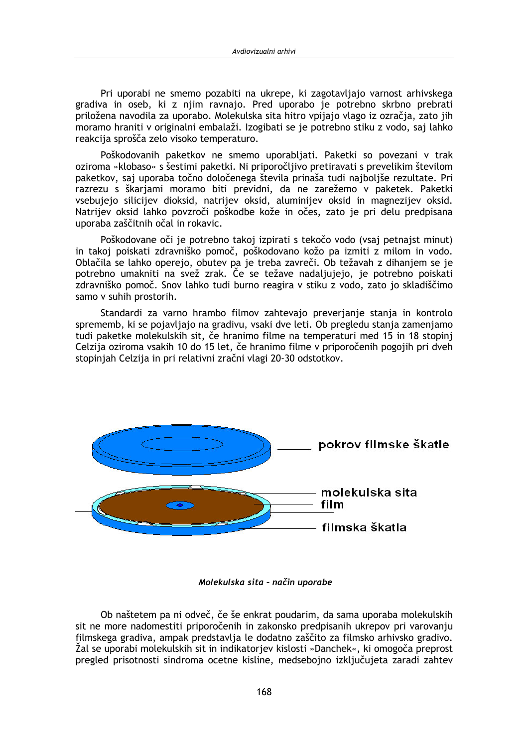Pri uporabi ne smemo pozabiti na ukrepe, ki zagotavljajo varnost arhivskega gradiva in oseb, ki z njim ravnajo. Pred uporabo je potrebno skrbno prebrati priložena navodila za uporabo. Molekulska sita hitro vpijajo vlago iz ozračja, zato jih moramo hraniti v originalni embalaži. Izogibati se je potrebno stiku z vodo, saj lahko reakcija sprošča zelo visoko temperaturo.

Poškodovanih paketkov ne smemo uporabljati. Paketki so povezani v trak oziroma »klobaso« s šestimi paketki. Ni priporočljivo pretiravati s prevelikim številom paketkov, saj uporaba točno določenega števila prinaša tudi najboljše rezultate. Pri razrezu s škarjami moramo biti previdni, da ne zarežemo v paketek. Paketki vsebujejo silicijev dioksid, natrijev oksid, aluminijev oksid in magnezijev oksid. Natrijev oksid lahko povzroči poškodbe kože in očes, zato je pri delu predpisana uporaba zaščitnih očal in rokavic.

Poškodovane oči je potrebno takoj izpirati s tekočo vodo (vsaj petnajst minut) in takoj poiskati zdravniško pomoč, poškodovano kožo pa izmiti z milom in vodo. Oblačila se lahko operejo, obutev pa je treba zavreči. Ob težavah z dihanjem se je potrebno umakniti na svež zrak. Če se težave nadaljujejo, je potrebno poiskati zdravniško pomoč. Snov lahko tudi burno reagira v stiku z vodo, zato jo skladiščimo samo v suhih prostorih.

Standardi za varno hrambo filmov zahtevajo preverjanje stanja in kontrolo sprememb, ki se pojavljajo na gradivu, vsaki dve leti. Ob pregledu stanja zamenjamo tudi paketke molekulskih sit, če hranimo filme na temperaturi med 15 in 18 stopinj Celzija oziroma vsakih 10 do 15 let, če hranimo filme v priporočenih pogojih pri dveh stopinjah Celzija in pri relativni zračni vlagi 20-30 odstotkov.

pokrov filmske škatle

molekulska sita

film

filmska škatla

*Molekulska sita – način uporabe*

Ob naštetem pa ni odveč, če še enkrat poudarim, da sama uporaba molekulskih sit ne more nadomestiti priporočenih in zakonsko predpisanih ukrepov pri varovanju filmskega gradiva, ampak predstavlja le dodatno zaščito za filmsko arhivsko gradivo. Žal se uporabi molekulskih sit in indikatorjev kislosti »Danchek«, ki omogoča preprost pregled prisotnosti sindroma ocetne kisline, medsebojno izključujeta zaradi zahtev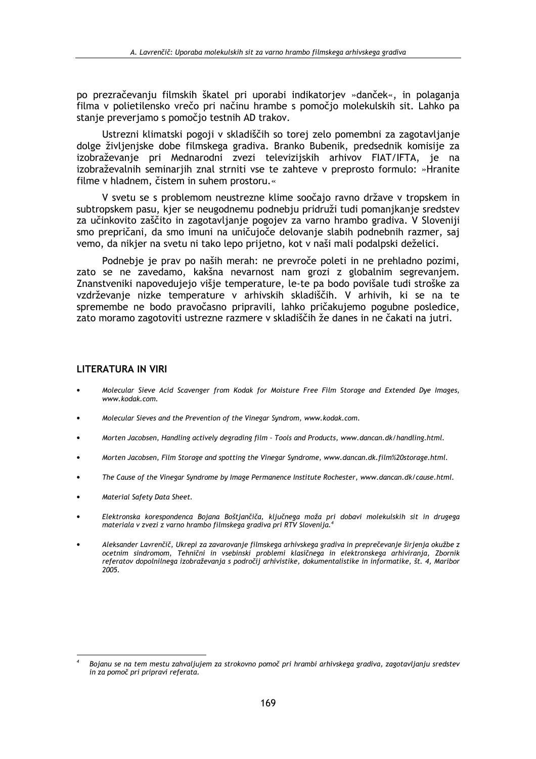po prezračevanju filmskih škatel pri uporabi indikatorjev »danček«, in polaganja filma v polietilensko vrečo pri načinu hrambe s pomočjo molekulskih sit. Lahko pa stanje preverjamo s pomočjo testnih AD trakov.

Ustrezni klimatski pogoji v skladiščih so torej zelo pomembni za zagotavljanje dolge življenjske dobe filmskega gradiva. Branko Bubenik, predsednik komisije za izobraževanje pri Mednarodni zvezi televizijskih arhivov FIAT/IFTA, je na izobraževalnih seminarjih znal strniti vse te zahteve v preprosto formulo: »Hranite filme v hladnem, čistem in suhem prostoru.«

V svetu se s problemom neustrezne klime soočajo ravno države v tropskem in subtropskem pasu, kjer se neugodnemu podnebju pridruži tudi pomanjkanje sredstev za učinkovito zaščito in zagotavljanje pogojev za varno hrambo gradiva. V Sloveniji smo prepričani, da smo imuni na uničujoče delovanje slabih podnebnih razmer, saj vemo, da nikjer na svetu ni tako lepo prijetno, kot v naši mali podalpski deželici.

Podnebje je prav po naših merah: ne prevroče poleti in ne prehladno pozimi, zato se ne zavedamo, kakšna nevarnost nam grozi z globalnim segrevanjem. Znanstveniki napovedujejo višje temperature, le-te pa bodo povišale tudi stroške za vzdrževanje nizke temperature v arhivskih skladiščih. V arhivih, ki se na te spremembe ne bodo pravočasno pripravili, lahko pričakujemo pogubne posledice, zato moramo zagotoviti ustrezne razmere v skladiščih že danes in ne čakati na jutri.

## LITERATURA IN VIRI

- *Molecular Sieve Acid Scavenger from Kodak for Moisture Free Film Storage and Extended Dye Images, www.kodak.com.*
- *Molecular Sieves and the Prevention of the Vinegar Syndrom, www.kodak.com.*
- *Morten Jacobsen, Handling actively degrading film – Tools and Products, www.dancan.dk/handling.html.*
- *Morten Jacobsen, Film Storage and spotting the Vinegar Syndrome, www.dancan.dk.film%20storage.html.*
- *The Cause of the Vinegar Syndrome by Image Permanence Institute Rochester, www.dancan.dk/cause.html.*
- *Material Safety Data Sheet.*
- *Elektronska korespondenca Bojana Boštjančiča, ključnega moža pri dobavi molekulskih sit in drugega materiala v zvezi z varno hrambo filmskega gradiva pri RTV Slovenija.*[4]
- *Aleksander Lavrenčič, Ukrepi za zavarovanje filmskega arhivskega gradiva in preprečevanje širjenja okužbe z ocetnim sindromom, Tehnični in vsebinski problemi klasičnega in elektronskega arhiviranja, Zbornik referatov dopolnilnega izobraževanja s področij arhivistike, dokumentalistike in informatike, št. 4, Maribor 2005.*

---

[4] *Bojanu se na tem mestu zahvaljujem za strokovno pomoč pri hrambi arhivskega gradiva, zagotavljanju sredstev in za pomoč pri pripravi referata.*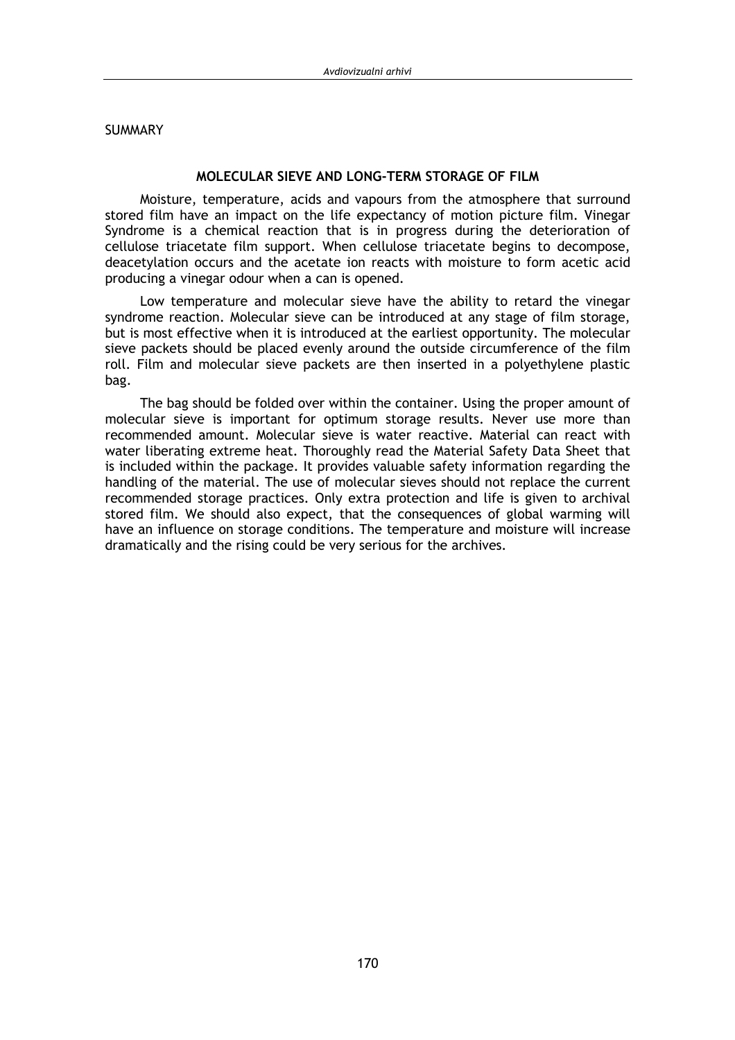## SUMMARY

### MOLECULAR SIEVE AND LONG-TERM STORAGE OF FILM

Moisture, temperature, acids and vapours from the atmosphere that surround stored film have an impact on the life expectancy of motion picture film. Vinegar Syndrome is a chemical reaction that is in progress during the deterioration of cellulose triacetate film support. When cellulose triacetate begins to decompose, deacetylation occurs and the acetate ion reacts with moisture to form acetic acid producing a vinegar odour when a can is opened.

Low temperature and molecular sieve have the ability to retard the vinegar syndrome reaction. Molecular sieve can be introduced at any stage of film storage, but is most effective when it is introduced at the earliest opportunity. The molecular sieve packets should be placed evenly around the outside circumference of the film roll. Film and molecular sieve packets are then inserted in a polyethylene plastic bag.

The bag should be folded over within the container. Using the proper amount of molecular sieve is important for optimum storage results. Never use more than recommended amount. Molecular sieve is water reactive. Material can react with water liberating extreme heat. Thoroughly read the Material Safety Data Sheet that is included within the package. It provides valuable safety information regarding the handling of the material. The use of molecular sieves should not replace the current recommended storage practices. Only extra protection and life is given to archival stored film. We should also expect, that the consequences of global warming will have an influence on storage conditions. The temperature and moisture will increase dramatically and the rising could be very serious for the archives.